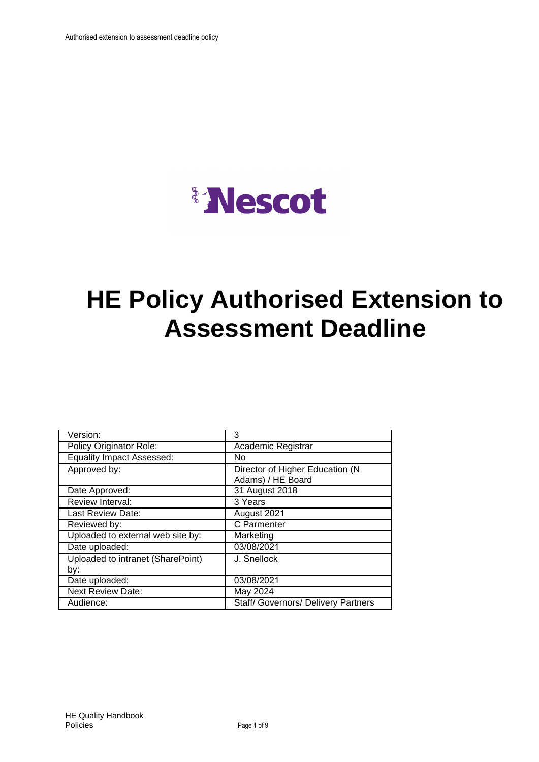Nescot

# HE Policy Authorised Extension to Assessment Deadline

| | |
|---|---|
| Version: | 3 |
| Policy Originator Role: | Academic Registrar |
| Equality Impact Assessed: | No |
| Approved by: | Director of Higher Education (N Adams) / HE Board |
| Date Approved: | 31 August 2018 |
| Review Interval: | 3 Years |
| Last Review Date: | August 2021 |
| Reviewed by: | C Parmenter |
| Uploaded to external web site by: | Marketing |
| Date uploaded: | 03/08/2021 |
| Uploaded to intranet (SharePoint) by: | J. Snellock |
| Date uploaded: | 03/08/2021 |
| Next Review Date: | May 2024 |
| Audience: | Staff/ Governors/ Delivery Partners |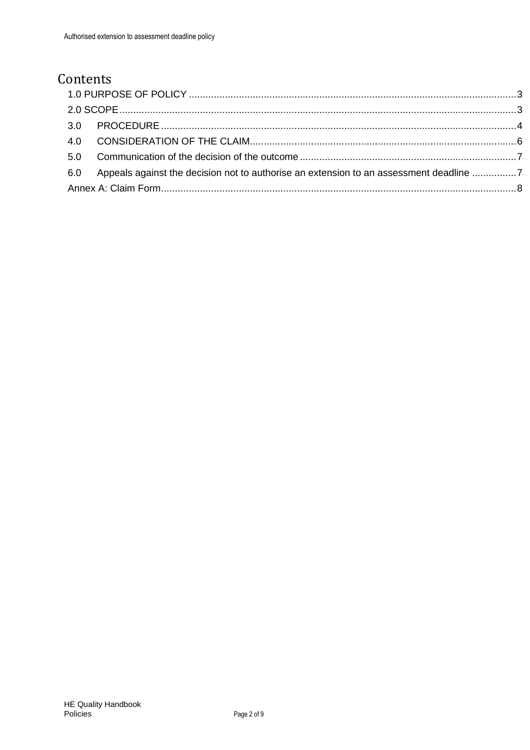# Contents

1.0 PURPOSE OF POLICY ..................................................................................................................... 3
2.0 SCOPE ............................................................................................................................................. 3
3.0 PROCEDURE ................................................................................................................................ 4
4.0 CONSIDERATION OF THE CLAIM ............................................................................................... 6
5.0 Communication of the decision of the outcome ............................................................................. 7
6.0 Appeals against the decision not to authorise an extension to an assessment deadline ................ 7
Annex A: Claim Form ............................................................................................................................. 8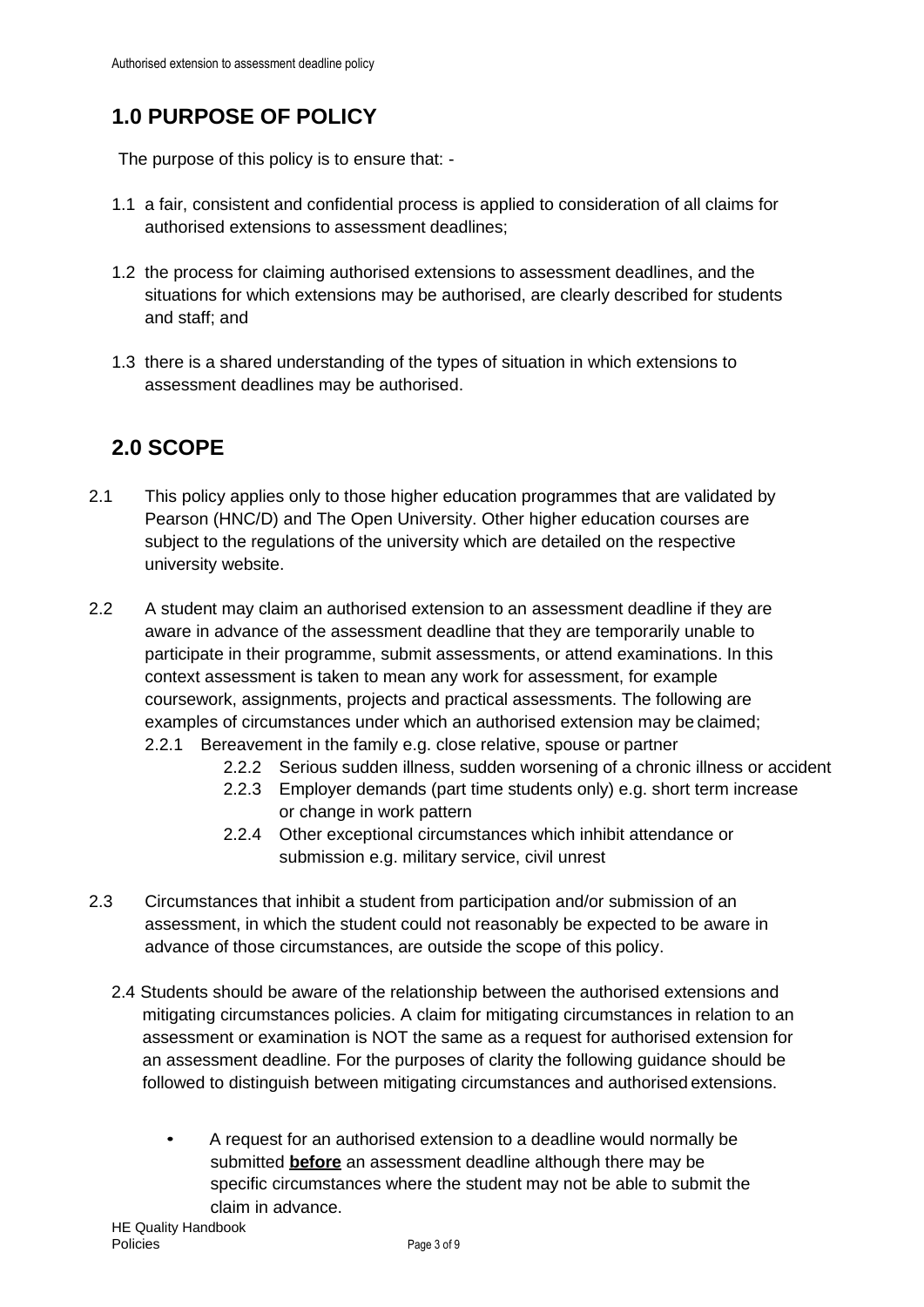## 1.0 PURPOSE OF POLICY

The purpose of this policy is to ensure that: -

1.1 a fair, consistent and confidential process is applied to consideration of all claims for authorised extensions to assessment deadlines;

1.2 the process for claiming authorised extensions to assessment deadlines, and the situations for which extensions may be authorised, are clearly described for students and staff; and

1.3 there is a shared understanding of the types of situation in which extensions to assessment deadlines may be authorised.

## 2.0 SCOPE

2.1 This policy applies only to those higher education programmes that are validated by Pearson (HNC/D) and The Open University. Other higher education courses are subject to the regulations of the university which are detailed on the respective university website.

2.2 A student may claim an authorised extension to an assessment deadline if they are aware in advance of the assessment deadline that they are temporarily unable to participate in their programme, submit assessments, or attend examinations. In this context assessment is taken to mean any work for assessment, for example coursework, assignments, projects and practical assessments. The following are examples of circumstances under which an authorised extension may be claimed;

- 2.2.1 Bereavement in the family e.g. close relative, spouse or partner
- 2.2.2 Serious sudden illness, sudden worsening of a chronic illness or accident
- 2.2.3 Employer demands (part time students only) e.g. short term increase or change in work pattern
- 2.2.4 Other exceptional circumstances which inhibit attendance or submission e.g. military service, civil unrest

2.3 Circumstances that inhibit a student from participation and/or submission of an assessment, in which the student could not reasonably be expected to be aware in advance of those circumstances, are outside the scope of this policy.

2.4 Students should be aware of the relationship between the authorised extensions and mitigating circumstances policies. A claim for mitigating circumstances in relation to an assessment or examination is NOT the same as a request for authorised extension for an assessment deadline. For the purposes of clarity the following guidance should be followed to distinguish between mitigating circumstances and authorised extensions.

- A request for an authorised extension to a deadline would normally be submitted **before** an assessment deadline although there may be specific circumstances where the student may not be able to submit the claim in advance.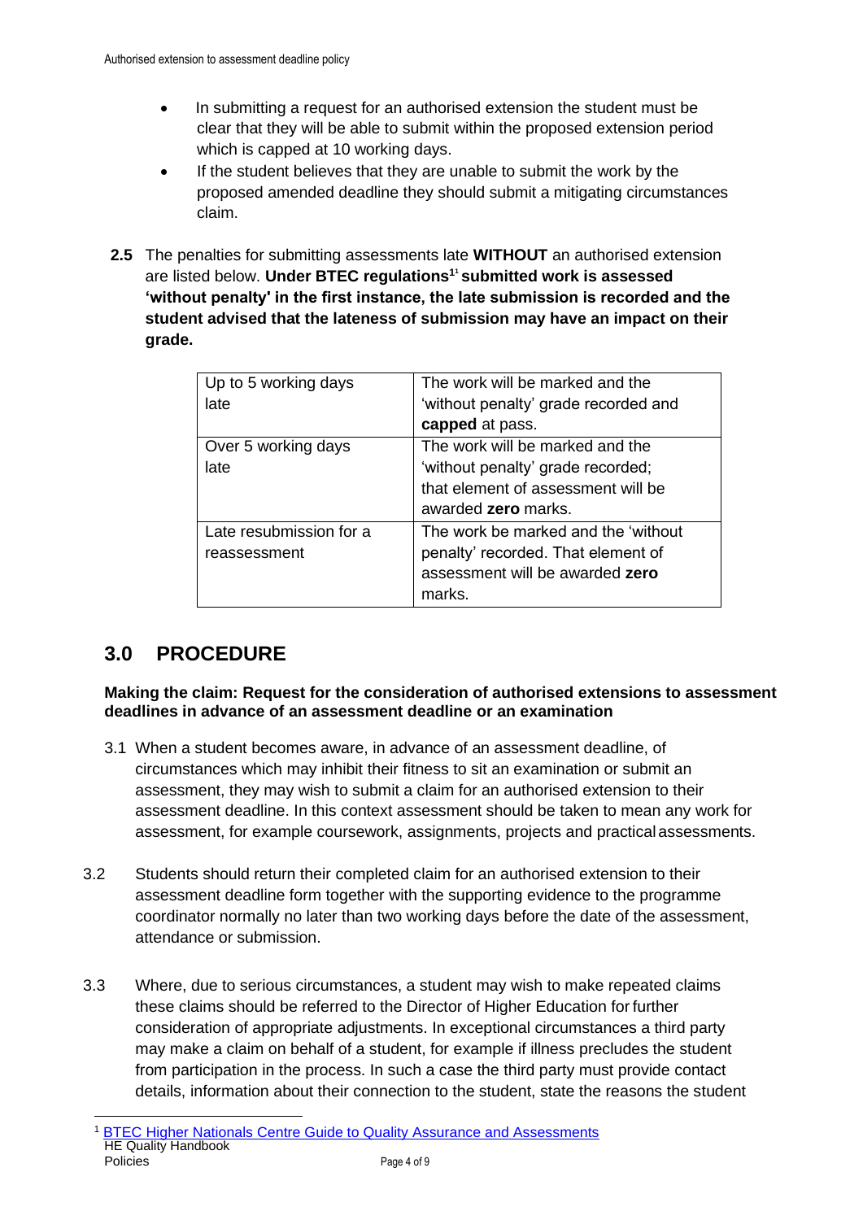- In submitting a request for an authorised extension the student must be clear that they will be able to submit within the proposed extension period which is capped at 10 working days.
- If the student believes that they are unable to submit the work by the proposed amended deadline they should submit a mitigating circumstances claim.

**2.5** The penalties for submitting assessments late **WITHOUT** an authorised extension are listed below. **Under BTEC regulations[1] submitted work is assessed 'without penalty' in the first instance, the late submission is recorded and the student advised that the lateness of submission may have an impact on their grade.**

| | |
|---|---|
| Up to 5 working days late | The work will be marked and the 'without penalty' grade recorded and **capped** at pass. |
| Over 5 working days late | The work will be marked and the 'without penalty' grade recorded; that element of assessment will be awarded **zero** marks. |
| Late resubmission for a reassessment | The work be marked and the 'without penalty' recorded. That element of assessment will be awarded **zero** marks. |

## 3.0 PROCEDURE

**Making the claim: Request for the consideration of authorised extensions to assessment deadlines in advance of an assessment deadline or an examination**

3.1 When a student becomes aware, in advance of an assessment deadline, of circumstances which may inhibit their fitness to sit an examination or submit an assessment, they may wish to submit a claim for an authorised extension to their assessment deadline. In this context assessment should be taken to mean any work for assessment, for example coursework, assignments, projects and practical assessments.

3.2 Students should return their completed claim for an authorised extension to their assessment deadline form together with the supporting evidence to the programme coordinator normally no later than two working days before the date of the assessment, attendance or submission.

3.3 Where, due to serious circumstances, a student may wish to make repeated claims these claims should be referred to the Director of Higher Education for further consideration of appropriate adjustments. In exceptional circumstances a third party may make a claim on behalf of a student, for example if illness precludes the student from participation in the process. In such a case the third party must provide contact details, information about their connection to the student, state the reasons the student

[1] BTEC Higher Nationals Centre Guide to Quality Assurance and Assessments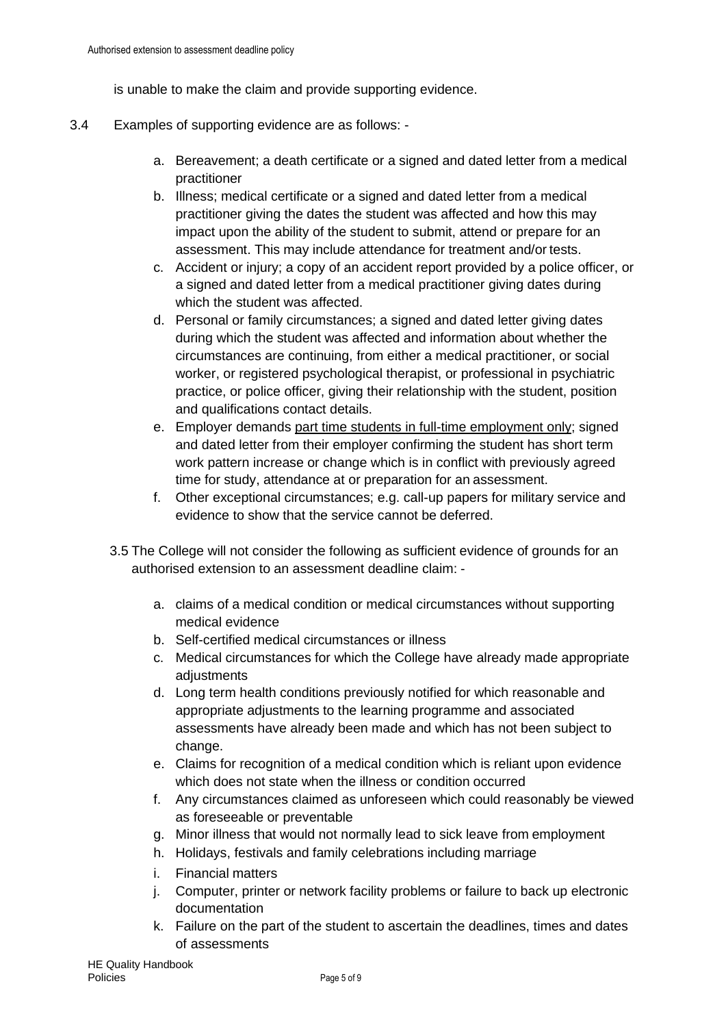is unable to make the claim and provide supporting evidence.

3.4 Examples of supporting evidence are as follows: -

a. Bereavement; a death certificate or a signed and dated letter from a medical practitioner
b. Illness; medical certificate or a signed and dated letter from a medical practitioner giving the dates the student was affected and how this may impact upon the ability of the student to submit, attend or prepare for an assessment. This may include attendance for treatment and/or tests.
c. Accident or injury; a copy of an accident report provided by a police officer, or a signed and dated letter from a medical practitioner giving dates during which the student was affected.
d. Personal or family circumstances; a signed and dated letter giving dates during which the student was affected and information about whether the circumstances are continuing, from either a medical practitioner, or social worker, or registered psychological therapist, or professional in psychiatric practice, or police officer, giving their relationship with the student, position and qualifications contact details.
e. Employer demands <u>part time students in full-time employment only</u>; signed and dated letter from their employer confirming the student has short term work pattern increase or change which is in conflict with previously agreed time for study, attendance at or preparation for an assessment.
f. Other exceptional circumstances; e.g. call-up papers for military service and evidence to show that the service cannot be deferred.

3.5 The College will not consider the following as sufficient evidence of grounds for an authorised extension to an assessment deadline claim: -

a. claims of a medical condition or medical circumstances without supporting medical evidence
b. Self-certified medical circumstances or illness
c. Medical circumstances for which the College have already made appropriate adjustments
d. Long term health conditions previously notified for which reasonable and appropriate adjustments to the learning programme and associated assessments have already been made and which has not been subject to change.
e. Claims for recognition of a medical condition which is reliant upon evidence which does not state when the illness or condition occurred
f. Any circumstances claimed as unforeseen which could reasonably be viewed as foreseeable or preventable
g. Minor illness that would not normally lead to sick leave from employment
h. Holidays, festivals and family celebrations including marriage
i. Financial matters
j. Computer, printer or network facility problems or failure to back up electronic documentation
k. Failure on the part of the student to ascertain the deadlines, times and dates of assessments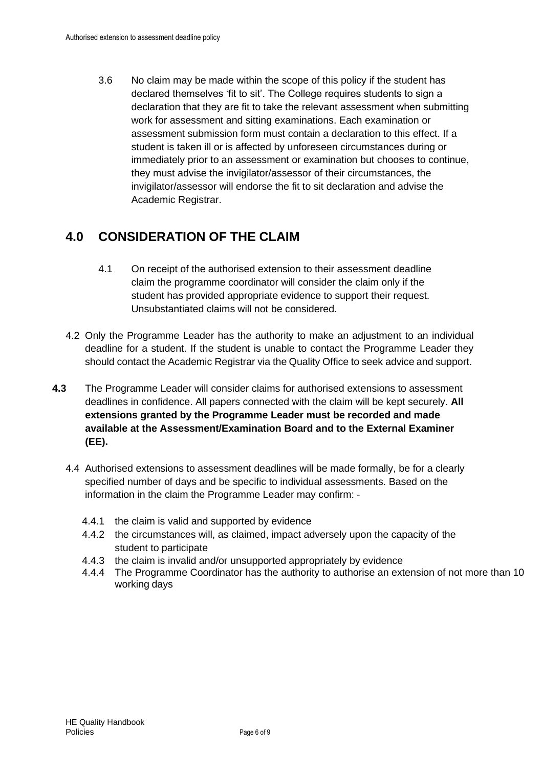3.6 No claim may be made within the scope of this policy if the student has declared themselves 'fit to sit'. The College requires students to sign a declaration that they are fit to take the relevant assessment when submitting work for assessment and sitting examinations. Each examination or assessment submission form must contain a declaration to this effect. If a student is taken ill or is affected by unforeseen circumstances during or immediately prior to an assessment or examination but chooses to continue, they must advise the invigilator/assessor of their circumstances, the invigilator/assessor will endorse the fit to sit declaration and advise the Academic Registrar.

## 4.0 CONSIDERATION OF THE CLAIM

4.1 On receipt of the authorised extension to their assessment deadline claim the programme coordinator will consider the claim only if the student has provided appropriate evidence to support their request. Unsubstantiated claims will not be considered.

4.2 Only the Programme Leader has the authority to make an adjustment to an individual deadline for a student. If the student is unable to contact the Programme Leader they should contact the Academic Registrar via the Quality Office to seek advice and support.

**4.3** The Programme Leader will consider claims for authorised extensions to assessment deadlines in confidence. All papers connected with the claim will be kept securely. **All extensions granted by the Programme Leader must be recorded and made available at the Assessment/Examination Board and to the External Examiner (EE).**

4.4 Authorised extensions to assessment deadlines will be made formally, be for a clearly specified number of days and be specific to individual assessments. Based on the information in the claim the Programme Leader may confirm: -

4.4.1 the claim is valid and supported by evidence

4.4.2 the circumstances will, as claimed, impact adversely upon the capacity of the student to participate

4.4.3 the claim is invalid and/or unsupported appropriately by evidence

4.4.4 The Programme Coordinator has the authority to authorise an extension of not more than 10 working days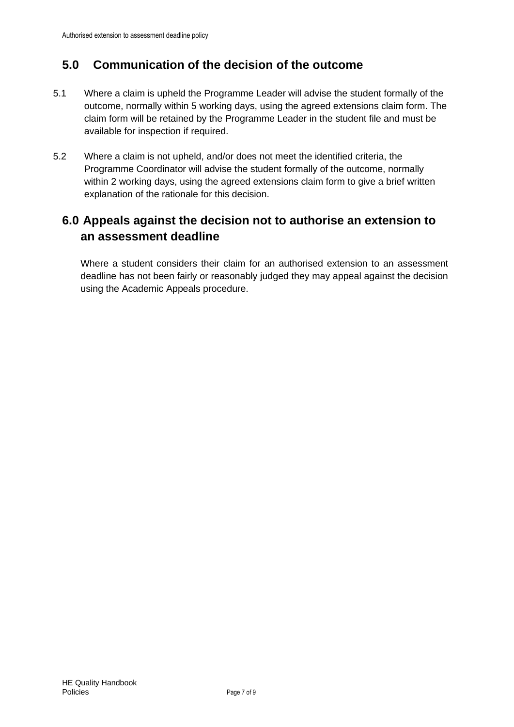## 5.0 Communication of the decision of the outcome

5.1 Where a claim is upheld the Programme Leader will advise the student formally of the outcome, normally within 5 working days, using the agreed extensions claim form. The claim form will be retained by the Programme Leader in the student file and must be available for inspection if required.

5.2 Where a claim is not upheld, and/or does not meet the identified criteria, the Programme Coordinator will advise the student formally of the outcome, normally within 2 working days, using the agreed extensions claim form to give a brief written explanation of the rationale for this decision.

## 6.0 Appeals against the decision not to authorise an extension to an assessment deadline

Where a student considers their claim for an authorised extension to an assessment deadline has not been fairly or reasonably judged they may appeal against the decision using the Academic Appeals procedure.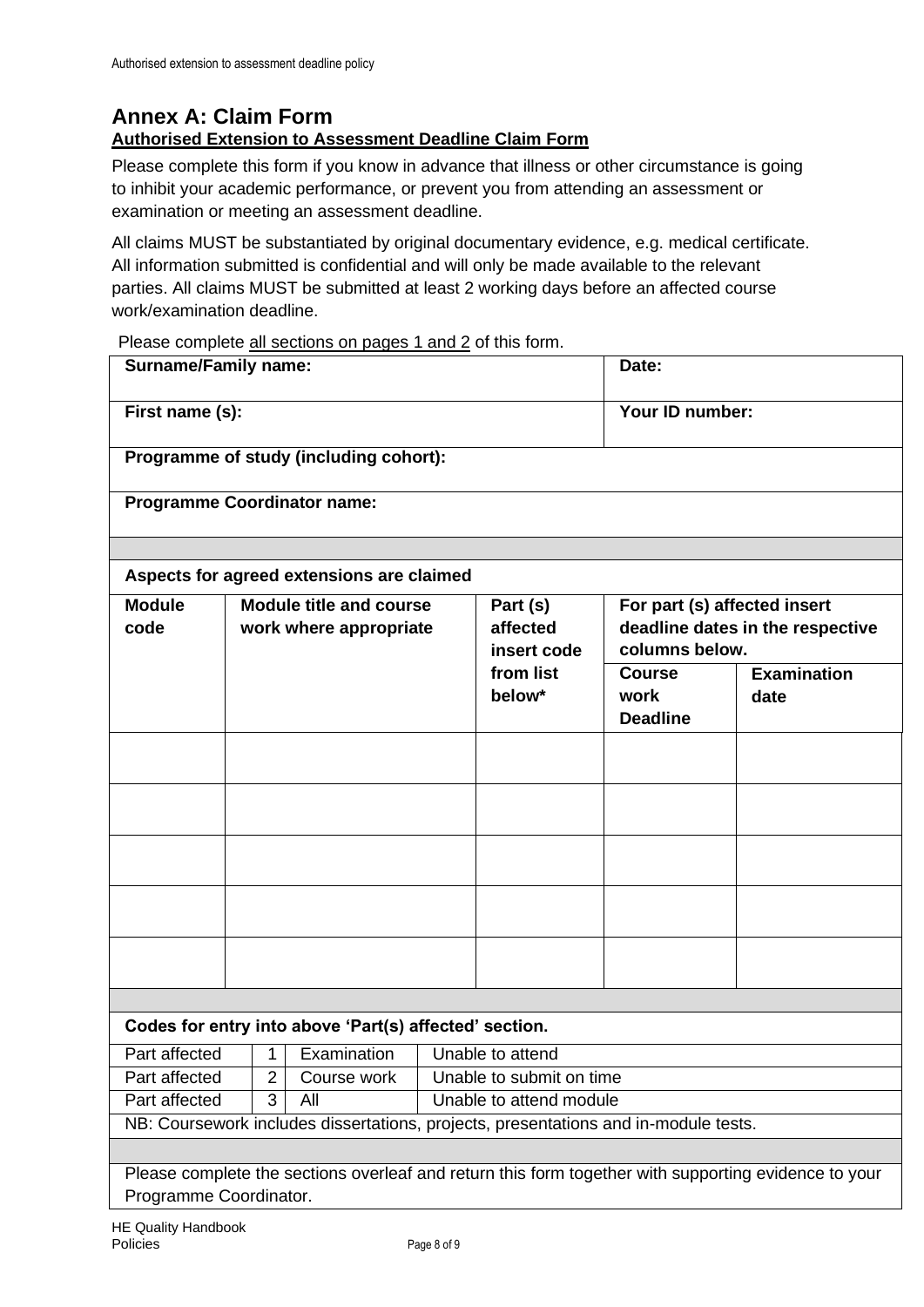## Annex A: Claim Form

**Authorised Extension to Assessment Deadline Claim Form**

Please complete this form if you know in advance that illness or other circumstance is going to inhibit your academic performance, or prevent you from attending an assessment or examination or meeting an assessment deadline.

All claims MUST be substantiated by original documentary evidence, e.g. medical certificate. All information submitted is confidential and will only be made available to the relevant parties. All claims MUST be submitted at least 2 working days before an affected course work/examination deadline.

Please complete all sections on pages 1 and 2 of this form.

| **Surname/Family name:** | **Date:** |
|---|---|
| **First name (s):** | **Your ID number:** |
| **Programme of study (including cohort):** | |
| **Programme Coordinator name:** | |

**Aspects for agreed extensions are claimed**

| **Module code** | **Module title and course work where appropriate** | **Part (s) affected insert code from list below*** | **For part (s) affected insert deadline dates in the respective columns below.** | |
|---|---|---|---|---|
| | | | **Course work Deadline** | **Examination date** |
| | | | | |
| | | | | |
| | | | | |
| | | | | |
| | | | | |

**Codes for entry into above 'Part(s) affected' section.**

| | | | |
|---|---|---|---|
| Part affected | 1 | Examination | Unable to attend |
| Part affected | 2 | Course work | Unable to submit on time |
| Part affected | 3 | All | Unable to attend module |

NB: Coursework includes dissertations, projects, presentations and in-module tests.

Please complete the sections overleaf and return this form together with supporting evidence to your Programme Coordinator.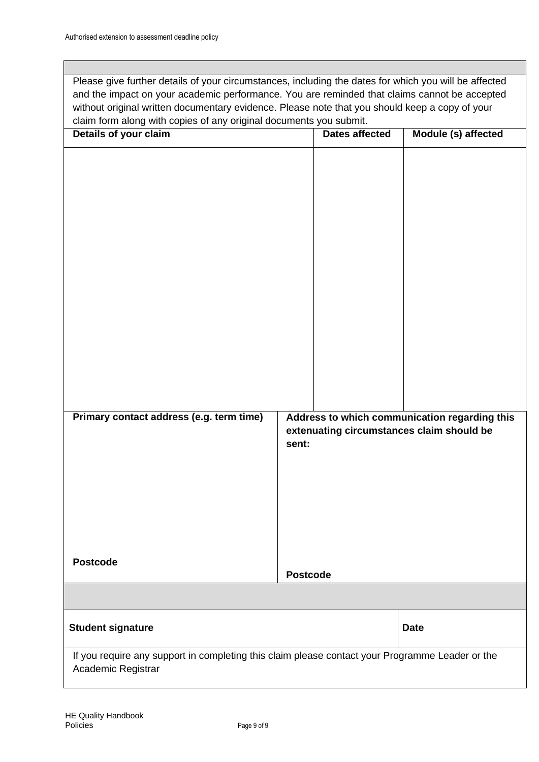Please give further details of your circumstances, including the dates for which you will be affected and the impact on your academic performance. You are reminded that claims cannot be accepted without original written documentary evidence. Please note that you should keep a copy of your claim form along with copies of any original documents you submit.

| Details of your claim | Dates affected | Module (s) affected |
|---|---|---|
| | | |

| Primary contact address (e.g. term time) | Address to which communication regarding this extenuating circumstances claim should be sent: |
|---|---|
| Postcode | Postcode |

| Student signature | Date |
|---|---|

If you require any support in completing this claim please contact your Programme Leader or the Academic Registrar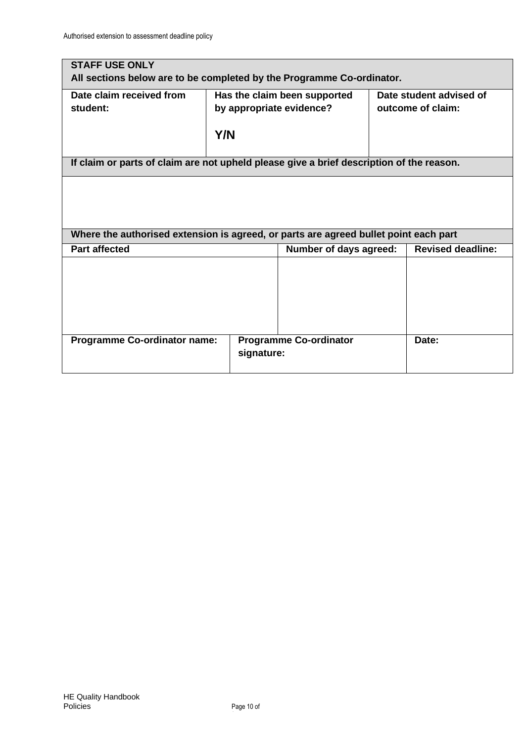| STAFF USE ONLY<br>All sections below are to be completed by the Programme Co-ordinator. | | |
|---|---|---|
| **Date claim received from student:** | **Has the claim been supported by appropriate evidence?**<br><br>**Y/N** | **Date student advised of outcome of claim:** |

| **If claim or parts of claim are not upheld please give a brief description of the reason.** |
|---|
| |

| **Where the authorised extension is agreed, or parts are agreed bullet point each part** | | |
|---|---|---|
| **Part affected** | **Number of days agreed:** | **Revised deadline:** |
| | | |

| **Programme Co-ordinator name:** | **Programme Co-ordinator signature:** | **Date:** |
|---|---|---|
| | | |